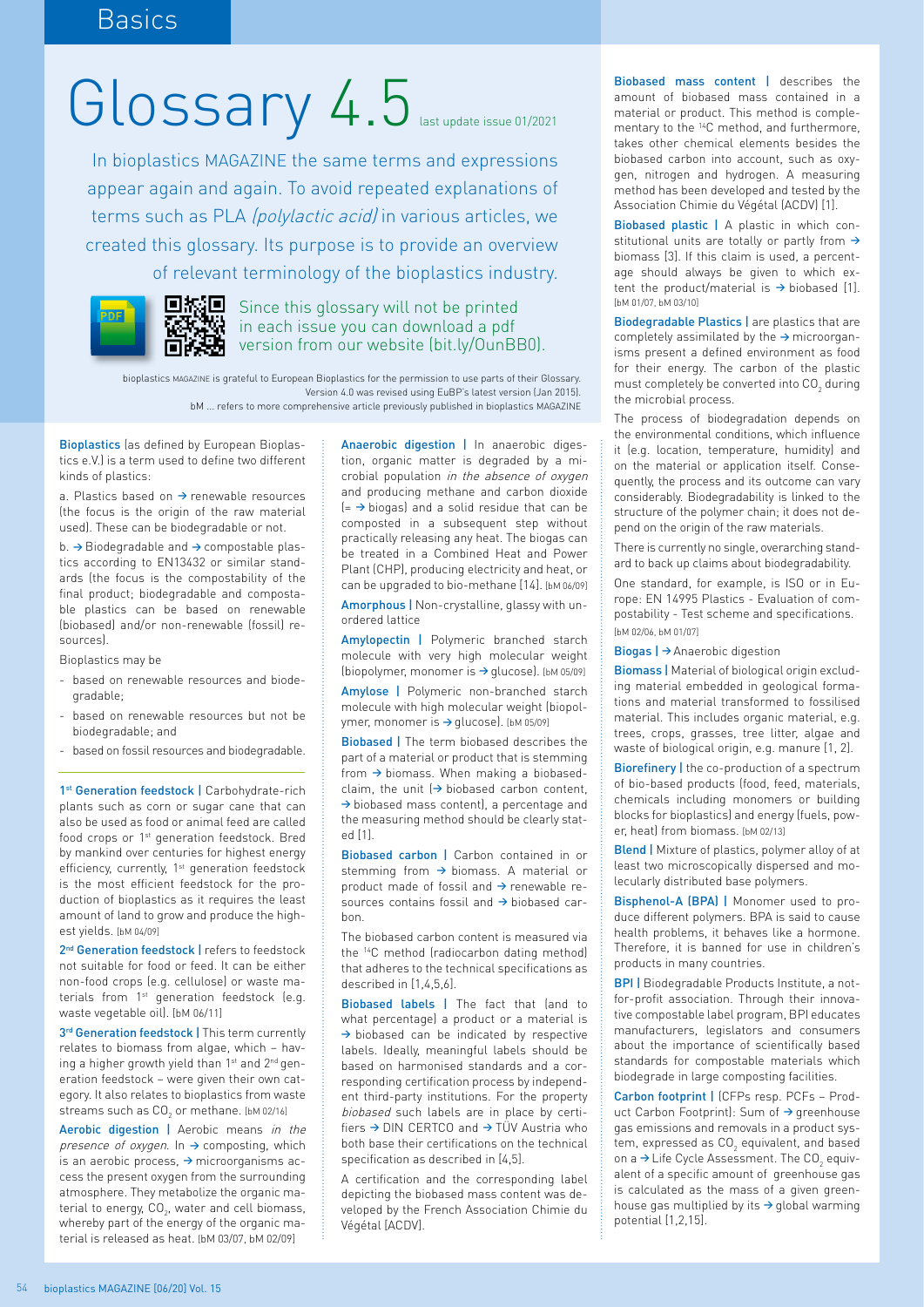# Glossary 4.5

last update issue 01/2021

In bioplastics MAGAZINE the same terms and expressions appear again and again. To avoid repeated explanations of terms such as PLA *(polylactic acid)* in various articles, we created this glossary. Its purpose is to provide an overview of relevant terminology of the bioplastics industry.

Since this glossary will not be printed in each issue you can download a pdf version from our website (bit.ly/OunBB0).

bioplastics MAGAZINE is grateful to European Bioplastics for the permission to use parts of their Glossary. Version 4.0 was revised using EuBP's latest version (Jan 2015).

bM ... refers to more comprehensive article previously published in bioplastics MAGAZINE

**Bioplastics** (as defined by European Bioplastics e.V.) is a term used to define two different kinds of plastics:

a. Plastics based on → renewable resources (the focus is the origin of the raw material used). These can be biodegradable or not.

b. → Biodegradable and → compostable plastics according to EN13432 or similar standards (the focus is the compostability of the final product; biodegradable and compostable plastics can be based on renewable (biobased) and/or non-renewable (fossil) resources).

Bioplastics may be

- based on renewable resources and biodegradable;
- based on renewable resources but not be biodegradable; and
- based on fossil resources and biodegradable.

**1st Generation feedstock** | Carbohydrate-rich plants such as corn or sugar cane that can also be used as food or animal feed are called food crops or 1st generation feedstock. Bred by mankind over centuries for highest energy efficiency, currently, 1st generation feedstock is the most efficient feedstock for the production of bioplastics as it requires the least amount of land to grow and produce the highest yields. [bM 04/09]

**2nd Generation feedstock** | refers to feedstock not suitable for food or feed. It can be either non-food crops (e.g. cellulose) or waste materials from 1st generation feedstock (e.g. waste vegetable oil). [bM 06/11]

**3rd Generation feedstock** | This term currently relates to biomass from algae, which – having a higher growth yield than 1st and 2nd generation feedstock – were given their own category. It also relates to bioplastics from waste streams such as $CO_2$ or methane. [bM 02/16]

**Aerobic digestion** | Aerobic means *in the presence of oxygen*. In → composting, which is an aerobic process, → microorganisms access the present oxygen from the surrounding atmosphere. They metabolize the organic material to energy, $CO_2$, water and cell biomass, whereby part of the energy of the organic material is released as heat. [bM 03/07, bM 02/09]

**Anaerobic digestion** | In anaerobic digestion, organic matter is degraded by a microbial population *in the absence of oxygen* and producing methane and carbon dioxide (= → biogas) and a solid residue that can be composted in a subsequent step without practically releasing any heat. The biogas can be treated in a Combined Heat and Power Plant (CHP), producing electricity and heat, or can be upgraded to bio-methane [14]. [bM 06/09]

**Amorphous** | Non-crystalline, glassy with unordered lattice

**Amylopectin** | Polymeric branched starch molecule with very high molecular weight (biopolymer, monomer is → glucose). [bM 05/09]

**Amylose** | Polymeric non-branched starch molecule with high molecular weight (biopolymer, monomer is → glucose). [bM 05/09]

**Biobased** | The term biobased describes the part of a material or product that is stemming from → biomass. When making a biobased-claim, the unit (→ biobased carbon content, → biobased mass content), a percentage and the measuring method should be clearly stated [1].

**Biobased carbon** | Carbon contained in or stemming from → biomass. A material or product made of fossil and → renewable resources contains fossil and → biobased carbon.

The biobased carbon content is measured via the $^{14}C$ method (radiocarbon dating method) that adheres to the technical specifications as described in [1,4,5,6].

**Biobased labels** | The fact that (and to what percentage) a product or a material is → biobased can be indicated by respective labels. Ideally, meaningful labels should be based on harmonised standards and a corresponding certification process by independent third-party institutions. For the property *biobased* such labels are in place by certifiers → DIN CERTCO and → TÜV Austria who both base their certifications on the technical specification as described in [4,5].

A certification and the corresponding label depicting the biobased mass content was developed by the French Association Chimie du Végétal [ACDV].

**Biobased mass content** | describes the amount of biobased mass contained in a material or product. This method is complementary to the $^{14}C$ method, and furthermore, takes other chemical elements besides the biobased carbon into account, such as oxygen, nitrogen and hydrogen. A measuring method has been developed and tested by the Association Chimie du Végétal (ACDV) [1].

**Biobased plastic** | A plastic in which constitutional units are totally or partly from → biomass [3]. If this claim is used, a percentage should always be given to which extent the product/material is → biobased [1]. [bM 01/07, bM 03/10]

**Biodegradable Plastics** | are plastics that are completely assimilated by the → microorganisms present a defined environment as food for their energy. The carbon of the plastic must completely be converted into $CO_2$ during the microbial process.

The process of biodegradation depends on the environmental conditions, which influence it (e.g. location, temperature, humidity) and on the material or application itself. Consequently, the process and its outcome can vary considerably. Biodegradability is linked to the structure of the polymer chain; it does not depend on the origin of the raw materials.

There is currently no single, overarching standard to back up claims about biodegradability.

One standard, for example, is ISO or in Europe: EN 14995 Plastics - Evaluation of compostability - Test scheme and specifications. [bM 02/06, bM 01/07]

**Biogas** | → Anaerobic digestion

**Biomass** | Material of biological origin excluding material embedded in geological formations and material transformed to fossilised material. This includes organic material, e.g. trees, crops, grasses, tree litter, algae and waste of biological origin, e.g. manure [1, 2].

**Biorefinery** | the co-production of a spectrum of bio-based products (food, feed, materials, chemicals including monomers or building blocks for bioplastics) and energy (fuels, power, heat) from biomass. [bM 02/13]

**Blend** | Mixture of plastics, polymer alloy of at least two microscopically dispersed and molecularly distributed base polymers.

**Bisphenol-A (BPA)** | Monomer used to produce different polymers. BPA is said to cause health problems, it behaves like a hormone. Therefore, it is banned for use in children's products in many countries.

**BPI** | Biodegradable Products Institute, a not-for-profit association. Through their innovative compostable label program, BPI educates manufacturers, legislators and consumers about the importance of scientifically based standards for compostable materials which biodegrade in large composting facilities.

**Carbon footprint** | (CFPs resp. PCFs – Product Carbon Footprint): Sum of → greenhouse gas emissions and removals in a product system, expressed as $CO_2$ equivalent, and based on a → Life Cycle Assessment. The $CO_2$ equivalent of a specific amount of greenhouse gas is calculated as the mass of a given greenhouse gas multiplied by its → global warming potential [1,2,15].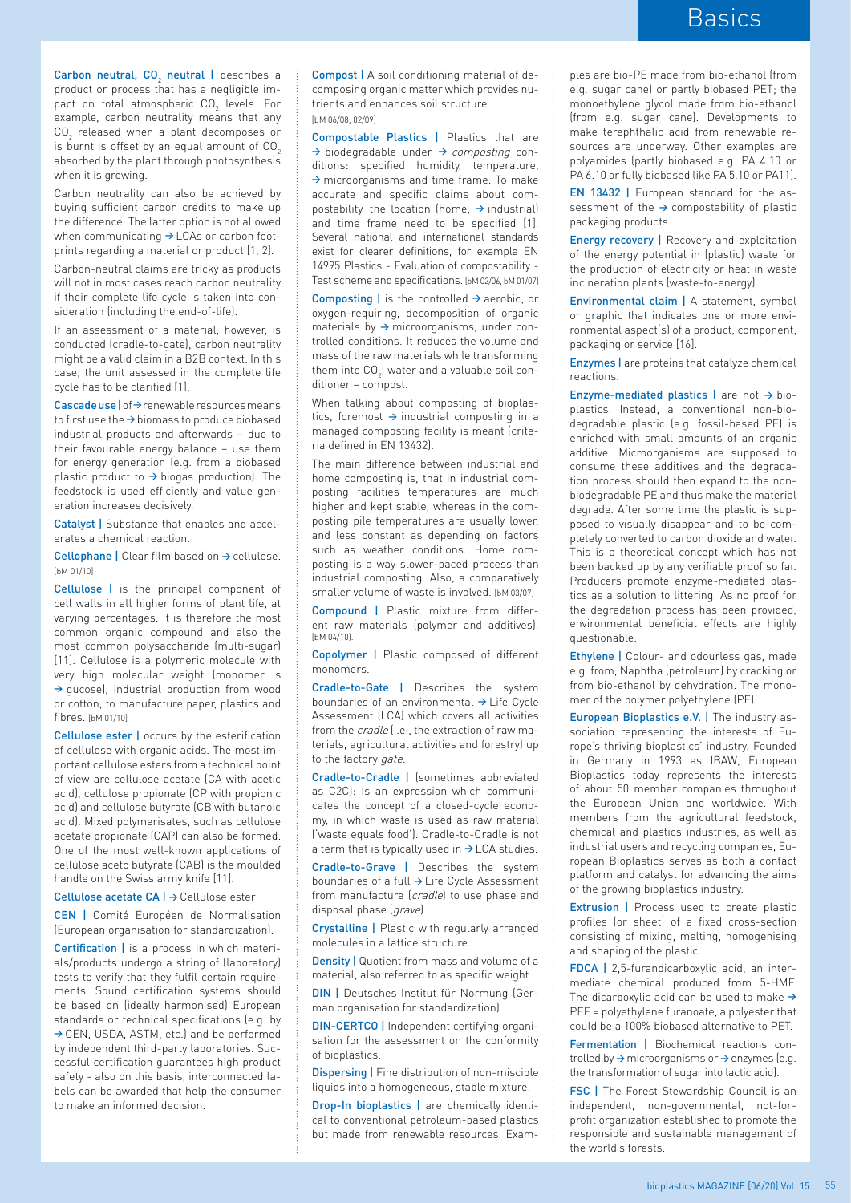**Carbon neutral, $CO_2$ neutral |** describes a product or process that has a negligible impact on total atmospheric $CO_2$ levels. For example, carbon neutrality means that any $CO_2$ released when a plant decomposes or is burnt is offset by an equal amount of $CO_2$ absorbed by the plant through photosynthesis when it is growing.

Carbon neutrality can also be achieved by buying sufficient carbon credits to make up the difference. The latter option is not allowed when communicating → LCAs or carbon footprints regarding a material or product [1, 2].

Carbon-neutral claims are tricky as products will not in most cases reach carbon neutrality if their complete life cycle is taken into consideration (including the end-of-life).

If an assessment of a material, however, is conducted (cradle-to-gate), carbon neutrality might be a valid claim in a B2B context. In this case, the unit assessed in the complete life cycle has to be clarified [1].

**Cascade use |** of → renewable resources means to first use the → biomass to produce biobased industrial products and afterwards – due to their favourable energy balance – use them for energy generation (e.g. from a biobased plastic product to → biogas production). The feedstock is used efficiently and value generation increases decisively.

**Catalyst |** Substance that enables and accelerates a chemical reaction.

**Cellophane |** Clear film based on → cellulose. [bM 01/10]

**Cellulose |** is the principal component of cell walls in all higher forms of plant life, at varying percentages. It is therefore the most common organic compound and also the most common polysaccharide (multi-sugar) [11]. Cellulose is a polymeric molecule with very high molecular weight (monomer is → gucose), industrial production from wood or cotton, to manufacture paper, plastics and fibres. [bM 01/10]

**Cellulose ester |** occurs by the esterification of cellulose with organic acids. The most important cellulose esters from a technical point of view are cellulose acetate (CA with acetic acid), cellulose propionate (CP with propionic acid) and cellulose butyrate (CB with butanoic acid). Mixed polymerisates, such as cellulose acetate propionate (CAP) can also be formed. One of the most well-known applications of cellulose aceto butyrate (CAB) is the moulded handle on the Swiss army knife [11].

**Cellulose acetate CA |** → Cellulose ester

**CEN |** Comité Européen de Normalisation (European organisation for standardization).

**Certification |** is a process in which materials/products undergo a string of (laboratory) tests to verify that they fulfil certain requirements. Sound certification systems should be based on (ideally harmonised) European standards or technical specifications (e.g. by → CEN, USDA, ASTM, etc.) and be performed by independent third-party laboratories. Successful certification guarantees high product safety - also on this basis, interconnected labels can be awarded that help the consumer to make an informed decision.

**Compost |** A soil conditioning material of decomposing organic matter which provides nutrients and enhances soil structure. [bM 06/08, 02/09]

**Compostable Plastics |** Plastics that are → biodegradable under → *composting* conditions: specified humidity, temperature, → microorganisms and time frame. To make accurate and specific claims about compostability, the location (home, → industrial) and time frame need to be specified [1]. Several national and international standards exist for clearer definitions, for example EN 14995 Plastics - Evaluation of compostability - Test scheme and specifications. [bM 02/06, bM 01/07]

**Composting |** is the controlled → aerobic, or oxygen-requiring, decomposition of organic materials by → microorganisms, under controlled conditions. It reduces the volume and mass of the raw materials while transforming them into $CO_2$, water and a valuable soil conditioner – compost.

When talking about composting of bioplastics, foremost → industrial composting in a managed composting facility is meant (criteria defined in EN 13432).

The main difference between industrial and home composting is, that in industrial composting facilities temperatures are much higher and kept stable, whereas in the composting pile temperatures are usually lower, and less constant as depending on factors such as weather conditions. Home composting is a way slower-paced process than industrial composting. Also, a comparatively smaller volume of waste is involved. [bM 03/07]

**Compound |** Plastic mixture from different raw materials (polymer and additives). [bM 04/10].

**Copolymer |** Plastic composed of different monomers.

**Cradle-to-Gate |** Describes the system boundaries of an environmental → Life Cycle Assessment (LCA) which covers all activities from the *cradle* (i.e., the extraction of raw materials, agricultural activities and forestry) up to the factory *gate*.

**Cradle-to-Cradle |** (sometimes abbreviated as C2C): Is an expression which communicates the concept of a closed-cycle economy, in which waste is used as raw material ('waste equals food'). Cradle-to-Cradle is not a term that is typically used in → LCA studies.

**Cradle-to-Grave |** Describes the system boundaries of a full → Life Cycle Assessment from manufacture (*cradle*) to use phase and disposal phase (*grave*).

**Crystalline |** Plastic with regularly arranged molecules in a lattice structure.

**Density |** Quotient from mass and volume of a material, also referred to as specific weight .

**DIN |** Deutsches Institut für Normung (German organisation for standardization).

**DIN-CERTCO |** Independent certifying organisation for the assessment on the conformity of bioplastics.

**Dispersing |** Fine distribution of non-miscible liquids into a homogeneous, stable mixture.

**Drop-In bioplastics |** are chemically identical to conventional petroleum-based plastics but made from renewable resources. Examples are bio-PE made from bio-ethanol (from e.g. sugar cane) or partly biobased PET; the monoethylene glycol made from bio-ethanol (from e.g. sugar cane). Developments to make terephthalic acid from renewable resources are underway. Other examples are polyamides (partly biobased e.g. PA 4.10 or PA 6.10 or fully biobased like PA 5.10 or PA11).

**EN 13432 |** European standard for the assessment of the → compostability of plastic packaging products.

**Energy recovery |** Recovery and exploitation of the energy potential in (plastic) waste for the production of electricity or heat in waste incineration plants (waste-to-energy).

**Environmental claim |** A statement, symbol or graphic that indicates one or more environmental aspect(s) of a product, component, packaging or service [16].

**Enzymes |** are proteins that catalyze chemical reactions.

**Enzyme-mediated plastics |** are not → bioplastics. Instead, a conventional non-biodegradable plastic (e.g. fossil-based PE) is enriched with small amounts of an organic additive. Microorganisms are supposed to consume these additives and the degradation process should then expand to the non-biodegradable PE and thus make the material degrade. After some time the plastic is supposed to visually disappear and to be completely converted to carbon dioxide and water. This is a theoretical concept which has not been backed up by any verifiable proof so far. Producers promote enzyme-mediated plastics as a solution to littering. As no proof for the degradation process has been provided, environmental beneficial effects are highly questionable.

**Ethylene |** Colour- and odourless gas, made e.g. from, Naphtha (petroleum) by cracking or from bio-ethanol by dehydration. The monomer of the polymer polyethylene (PE).

**European Bioplastics e.V. |** The industry association representing the interests of Europe's thriving bioplastics' industry. Founded in Germany in 1993 as IBAW, European Bioplastics today represents the interests of about 50 member companies throughout the European Union and worldwide. With members from the agricultural feedstock, chemical and plastics industries, as well as industrial users and recycling companies, European Bioplastics serves as both a contact platform and catalyst for advancing the aims of the growing bioplastics industry.

**Extrusion |** Process used to create plastic profiles (or sheet) of a fixed cross-section consisting of mixing, melting, homogenising and shaping of the plastic.

**FDCA |** 2,5-furandicarboxylic acid, an intermediate chemical produced from 5-HMF. The dicarboxylic acid can be used to make → PEF = polyethylene furanoate, a polyester that could be a 100% biobased alternative to PET.

**Fermentation |** Biochemical reactions controlled by → microorganisms or → enzymes (e.g. the transformation of sugar into lactic acid).

**FSC |** The Forest Stewardship Council is an independent, non-governmental, not-for-profit organization established to promote the responsible and sustainable management of the world's forests.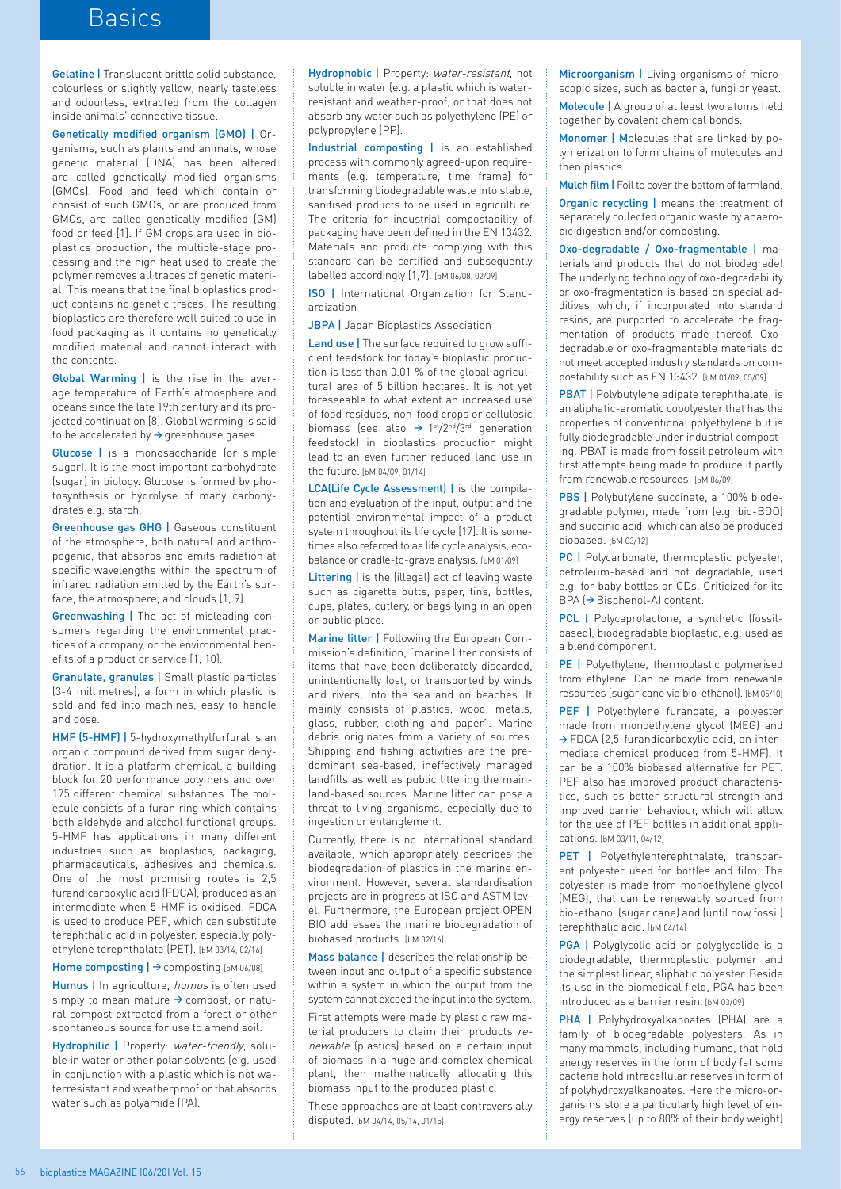# Basics

**Gelatine |** Translucent brittle solid substance, colourless or slightly yellow, nearly tasteless and odourless, extracted from the collagen inside animals' connective tissue.

**Genetically modified organism (GMO) |** Organisms, such as plants and animals, whose genetic material (DNA) has been altered are called genetically modified organisms (GMOs). Food and feed which contain or consist of such GMOs, or are produced from GMOs, are called genetically modified (GM) food or feed [1]. If GM crops are used in bioplastics production, the multiple-stage processing and the high heat used to create the polymer removes all traces of genetic material. This means that the final bioplastics product contains no genetic traces. The resulting bioplastics are therefore well suited to use in food packaging as it contains no genetically modified material and cannot interact with the contents.

**Global Warming |** is the rise in the average temperature of Earth's atmosphere and oceans since the late 19th century and its projected continuation [8]. Global warming is said to be accelerated by → greenhouse gases.

**Glucose |** is a monosaccharide (or simple sugar). It is the most important carbohydrate (sugar) in biology. Glucose is formed by photosynthesis or hydrolyse of many carbohydrates e.g. starch.

**Greenhouse gas GHG |** Gaseous constituent of the atmosphere, both natural and anthropogenic, that absorbs and emits radiation at specific wavelengths within the spectrum of infrared radiation emitted by the Earth's surface, the atmosphere, and clouds [1, 9].

**Greenwashing |** The act of misleading consumers regarding the environmental practices of a company, or the environmental benefits of a product or service [1, 10].

**Granulate, granules |** Small plastic particles (3-4 millimetres), a form in which plastic is sold and fed into machines, easy to handle and dose.

**HMF (5-HMF) |** 5-hydroxymethylfurfural is an organic compound derived from sugar dehydration. It is a platform chemical, a building block for 20 performance polymers and over 175 different chemical substances. The molecule consists of a furan ring which contains both aldehyde and alcohol functional groups. 5-HMF has applications in many different industries such as bioplastics, packaging, pharmaceuticals, adhesives and chemicals. One of the most promising routes is 2,5 furandicarboxylic acid (FDCA), produced as an intermediate when 5-HMF is oxidised. FDCA is used to produce PEF, which can substitute terephthalic acid in polyester, especially polyethylene terephthalate (PET). [bM 03/14, 02/16]

**Home composting |** → composting [bM 06/08]

**Humus |** In agriculture, *humus* is often used simply to mean mature → compost, or natural compost extracted from a forest or other spontaneous source for use to amend soil.

**Hydrophilic |** Property: *water-friendly*, soluble in water or other polar solvents (e.g. used in conjunction with a plastic which is not waterresistant and weatherproof or that absorbs water such as polyamide (PA).

**Hydrophobic |** Property: *water-resistant*, not soluble in water (e.g. a plastic which is waterresistant and weather-proof, or that does not absorb any water such as polyethylene (PE) or polypropylene (PP).

**Industrial composting |** is an established process with commonly agreed-upon requirements (e.g. temperature, time frame) for transforming biodegradable waste into stable, sanitised products to be used in agriculture. The criteria for industrial compostability of packaging have been defined in the EN 13432. Materials and products complying with this standard can be certified and subsequently labelled accordingly [1,7]. [bM 06/08, 02/09]

**ISO |** International Organization for Standardization

**JBPA |** Japan Bioplastics Association

**Land use |** The surface required to grow sufficient feedstock for today's bioplastic production is less than 0.01 % of the global agricultural area of 5 billion hectares. It is not yet foreseeable to what extent an increased use of food residues, non-food crops or cellulosic biomass (see also → 1st/2nd/3rd generation feedstock) in bioplastics production might lead to an even further reduced land use in the future. [bM 04/09, 01/14]

**LCA(Life Cycle Assessment) |** is the compilation and evaluation of the input, output and the potential environmental impact of a product system throughout its life cycle [17]. It is sometimes also referred to as life cycle analysis, ecobalance or cradle-to-grave analysis. [bM 01/09]

**Littering |** is the (illegal) act of leaving waste such as cigarette butts, paper, tins, bottles, cups, plates, cutlery, or bags lying in an open or public place.

**Marine litter |** Following the European Commission's definition, "marine litter consists of items that have been deliberately discarded, unintentionally lost, or transported by winds and rivers, into the sea and on beaches. It mainly consists of plastics, wood, metals, glass, rubber, clothing and paper". Marine debris originates from a variety of sources. Shipping and fishing activities are the predominant sea-based, ineffectively managed landfills as well as public littering the mainland-based sources. Marine litter can pose a threat to living organisms, especially due to ingestion or entanglement.

Currently, there is no international standard available, which appropriately describes the biodegradation of plastics in the marine environment. However, several standardisation projects are in progress at ISO and ASTM level. Furthermore, the European project OPEN BIO addresses the marine biodegradation of biobased products. [bM 02/16]

**Mass balance |** describes the relationship between input and output of a specific substance within a system in which the output from the system cannot exceed the input into the system.

First attempts were made by plastic raw material producers to claim their products *renewable* (plastics) based on a certain input of biomass in a huge and complex chemical plant, then mathematically allocating this biomass input to the produced plastic.

These approaches are at least controversially disputed. [bM 04/14, 05/14, 01/15]

**Microorganism |** Living organisms of microscopic sizes, such as bacteria, fungi or yeast.

**Molecule |** A group of at least two atoms held together by covalent chemical bonds.

**Monomer |** Molecules that are linked by polymerization to form chains of molecules and then plastics.

**Mulch film |** Foil to cover the bottom of farmland.

**Organic recycling |** means the treatment of separately collected organic waste by anaerobic digestion and/or composting.

**Oxo-degradable / Oxo-fragmentable |** materials and products that do not biodegrade! The underlying technology of oxo-degradability or oxo-fragmentation is based on special additives, which, if incorporated into standard resins, are purported to accelerate the fragmentation of products made thereof. Oxodegradable or oxo-fragmentable materials do not meet accepted industry standards on compostability such as EN 13432. [bM 01/09, 05/09]

**PBAT |** Polybutylene adipate terephthalate, is an aliphatic-aromatic copolyester that has the properties of conventional polyethylene but is fully biodegradable under industrial composting. PBAT is made from fossil petroleum with first attempts being made to produce it partly from renewable resources. [bM 06/09]

**PBS |** Polybutylene succinate, a 100% biodegradable polymer, made from (e.g. bio-BDO) and succinic acid, which can also be produced biobased. [bM 03/12]

**PC |** Polycarbonate, thermoplastic polyester, petroleum-based and not degradable, used e.g. for baby bottles or CDs. Criticized for its BPA (→ Bisphenol-A) content.

**PCL |** Polycaprolactone, a synthetic (fossilbased), biodegradable bioplastic, e.g. used as a blend component.

**PE |** Polyethylene, thermoplastic polymerised from ethylene. Can be made from renewable resources (sugar cane via bio-ethanol). [bM 05/10]

**PEF |** Polyethylene furanoate, a polyester made from monoethylene glycol (MEG) and → FDCA (2,5-furandicarboxylic acid, an intermediate chemical produced from 5-HMF). It can be a 100% biobased alternative for PET. PEF also has improved product characteristics, such as better structural strength and improved barrier behaviour, which will allow for the use of PEF bottles in additional applications. [bM 03/11, 04/12]

**PET |** Polyethylenterephthalate, transparent polyester used for bottles and film. The polyester is made from monoethylene glycol (MEG), that can be renewably sourced from bio-ethanol (sugar cane) and (until now fossil) terephthalic acid. [bM 04/14]

**PGA |** Polyglycolic acid or polyglycolide is a biodegradable, thermoplastic polymer and the simplest linear, aliphatic polyester. Beside its use in the biomedical field, PGA has been introduced as a barrier resin. [bM 03/09]

**PHA |** Polyhydroxyalkanoates (PHA) are a family of biodegradable polyesters. As in many mammals, including humans, that hold energy reserves in the form of body fat some bacteria hold intracellular reserves in form of of polyhydroxyalkanoates. Here the micro-organisms store a particularly high level of energy reserves (up to 80% of their body weight)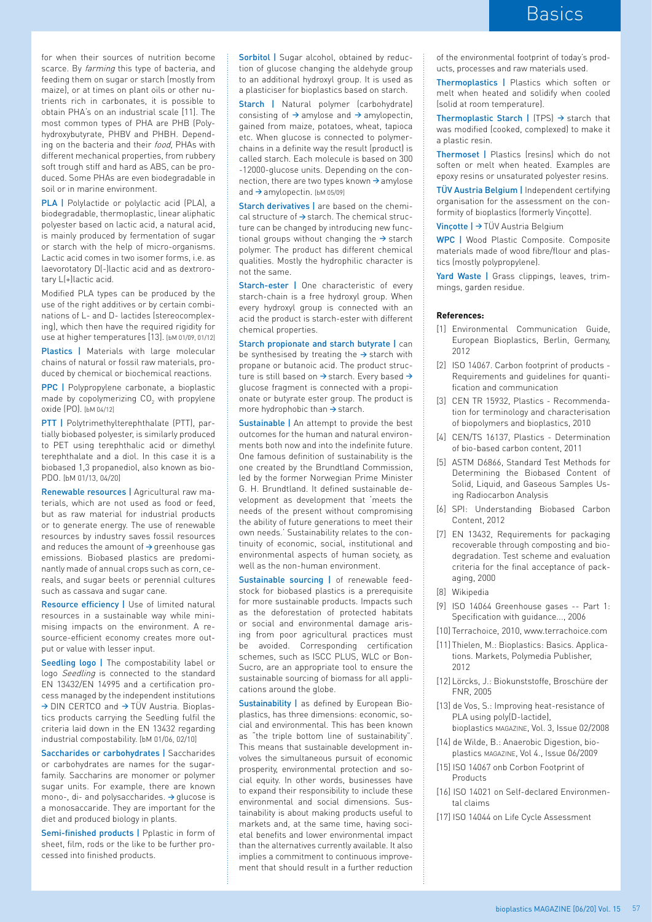for when their sources of nutrition become scarce. By *farming* this type of bacteria, and feeding them on sugar or starch (mostly from maize), or at times on plant oils or other nutrients rich in carbonates, it is possible to obtain PHA's on an industrial scale [11]. The most common types of PHA are PHB (Polyhydroxybutyrate, PHBV and PHBH. Depending on the bacteria and their *food*, PHAs with different mechanical properties, from rubbery soft trough stiff and hard as ABS, can be produced. Some PHAs are even biodegradable in soil or in marine environment.

**PLA |** Polylactide or polylactic acid (PLA), a biodegradable, thermoplastic, linear aliphatic polyester based on lactic acid, a natural acid, is mainly produced by fermentation of sugar or starch with the help of micro-organisms. Lactic acid comes in two isomer forms, i.e. as laevorotatory D(-)lactic acid and as dextrorotary L(+)lactic acid.

Modified PLA types can be produced by the use of the right additives or by certain combinations of L- and D- lactides (stereocomplexing), which then have the required rigidity for use at higher temperatures [13]. [bM 01/09, 01/12]

**Plastics |** Materials with large molecular chains of natural or fossil raw materials, produced by chemical or biochemical reactions.

**PPC |** Polypropylene carbonate, a bioplastic made by copolymerizing $CO_2$ with propylene oxide (PO). [bM 04/12]

**PTT |** Polytrimethylterephthalate (PTT), partially biobased polyester, is similarly produced to PET using terephthalic acid or dimethyl terephthalate and a diol. In this case it is a biobased 1,3 propanediol, also known as bio-PDO. [bM 01/13, 04/20]

**Renewable resources |** Agricultural raw materials, which are not used as food or feed, but as raw material for industrial products or to generate energy. The use of renewable resources by industry saves fossil resources and reduces the amount of → greenhouse gas emissions. Biobased plastics are predominantly made of annual crops such as corn, cereals, and sugar beets or perennial cultures such as cassava and sugar cane.

**Resource efficiency |** Use of limited natural resources in a sustainable way while minimising impacts on the environment. A resource-efficient economy creates more output or value with lesser input.

**Seedling logo |** The compostability label or logo *Seedling* is connected to the standard EN 13432/EN 14995 and a certification process managed by the independent institutions → DIN CERTCO and → TÜV Austria. Bioplastics products carrying the Seedling fulfil the criteria laid down in the EN 13432 regarding industrial compostability. [bM 01/06, 02/10]

**Saccharides or carbohydrates |** Saccharides or carbohydrates are names for the sugar-family. Saccharins are monomer or polymer sugar units. For example, there are known mono-, di- and polysaccharides. → glucose is a monosaccaride. They are important for the diet and produced biology in plants.

**Semi-finished products |** Pplastic in form of sheet, film, rods or the like to be further processed into finished products.

**Sorbitol |** Sugar alcohol, obtained by reduction of glucose changing the aldehyde group to an additional hydroxyl group. It is used as a plasticiser for bioplastics based on starch.

**Starch |** Natural polymer (carbohydrate) consisting of → amylose and → amylopectin, gained from maize, potatoes, wheat, tapioca etc. When glucose is connected to polymer-chains in a definite way the result (product) is called starch. Each molecule is based on 300 -12000-glucose units. Depending on the connection, there are two types known → amylose and → amylopectin. [bM 05/09]

**Starch derivatives |** are based on the chemical structure of → starch. The chemical structure can be changed by introducing new functional groups without changing the → starch polymer. The product has different chemical qualities. Mostly the hydrophilic character is not the same.

**Starch-ester |** One characteristic of every starch-chain is a free hydroxyl group. When every hydroxyl group is connected with an acid the product is starch-ester with different chemical properties.

**Starch propionate and starch butyrate |** can be synthesised by treating the → starch with propane or butanoic acid. The product structure is still based on → starch. Every based → glucose fragment is connected with a propionate or butyrate ester group. The product is more hydrophobic than → starch.

**Sustainable |** An attempt to provide the best outcomes for the human and natural environments both now and into the indefinite future. One famous definition of sustainability is the one created by the Brundtland Commission, led by the former Norwegian Prime Minister G. H. Brundtland. It defined sustainable development as development that 'meets the needs of the present without compromising the ability of future generations to meet their own needs.' Sustainability relates to the continuity of economic, social, institutional and environmental aspects of human society, as well as the non-human environment.

**Sustainable sourcing |** of renewable feedstock for biobased plastics is a prerequisite for more sustainable products. Impacts such as the deforestation of protected habitats or social and environmental damage arising from poor agricultural practices must be avoided. Corresponding certification schemes, such as ISCC PLUS, WLC or BonSucro, are an appropriate tool to ensure the sustainable sourcing of biomass for all applications around the globe.

**Sustainability |** as defined by European Bioplastics, has three dimensions: economic, social and environmental. This has been known as "the triple bottom line of sustainability". This means that sustainable development involves the simultaneous pursuit of economic prosperity, environmental protection and social equity. In other words, businesses have to expand their responsibility to include these environmental and social dimensions. Sustainability is about making products useful to markets and, at the same time, having societal benefits and lower environmental impact than the alternatives currently available. It also implies a commitment to continuous improvement that should result in a further reduction of the environmental footprint of today's products, processes and raw materials used.

**Thermoplastics |** Plastics which soften or melt when heated and solidify when cooled (solid at room temperature).

**Thermoplastic Starch |** (TPS) → starch that was modified (cooked, complexed) to make it a plastic resin.

**Thermoset |** Plastics (resins) which do not soften or melt when heated. Examples are epoxy resins or unsaturated polyester resins.

**TÜV Austria Belgium |** Independent certifying organisation for the assessment on the conformity of bioplastics (formerly Vinçotte).

**Vinçotte |** → TÜV Austria Belgium

**WPC |** Wood Plastic Composite. Composite materials made of wood fibre/flour and plastics (mostly polypropylene).

**Yard Waste |** Grass clippings, leaves, trimmings, garden residue.

**References:**

[1] Environmental Communication Guide, European Bioplastics, Berlin, Germany, 2012

[2] ISO 14067. Carbon footprint of products - Requirements and guidelines for quantification and communication

[3] CEN TR 15932, Plastics - Recommendation for terminology and characterisation of biopolymers and bioplastics, 2010

[4] CEN/TS 16137, Plastics - Determination of bio-based carbon content, 2011

[5] ASTM D6866, Standard Test Methods for Determining the Biobased Content of Solid, Liquid, and Gaseous Samples Using Radiocarbon Analysis

[6] SPI: Understanding Biobased Carbon Content, 2012

[7] EN 13432, Requirements for packaging recoverable through composting and biodegradation. Test scheme and evaluation criteria for the final acceptance of packaging, 2000

[8] Wikipedia

[9] ISO 14064 Greenhouse gases -- Part 1: Specification with guidance..., 2006

[10] Terrachoice, 2010, www.terrachoice.com

[11] Thielen, M.: Bioplastics: Basics. Applications. Markets, Polymedia Publisher, 2012

[12] Lörcks, J.: Biokunststoffe, Broschüre der FNR, 2005

[13] de Vos, S.: Improving heat-resistance of PLA using poly(D-lactide), bioplastics MAGAZINE, Vol. 3, Issue 02/2008

[14] de Wilde, B.: Anaerobic Digestion, bioplastics MAGAZINE, Vol 4., Issue 06/2009

[15] ISO 14067 onb Corbon Footprint of Products

[16] ISO 14021 on Self-declared Environmental claims

[17] ISO 14044 on Life Cycle Assessment